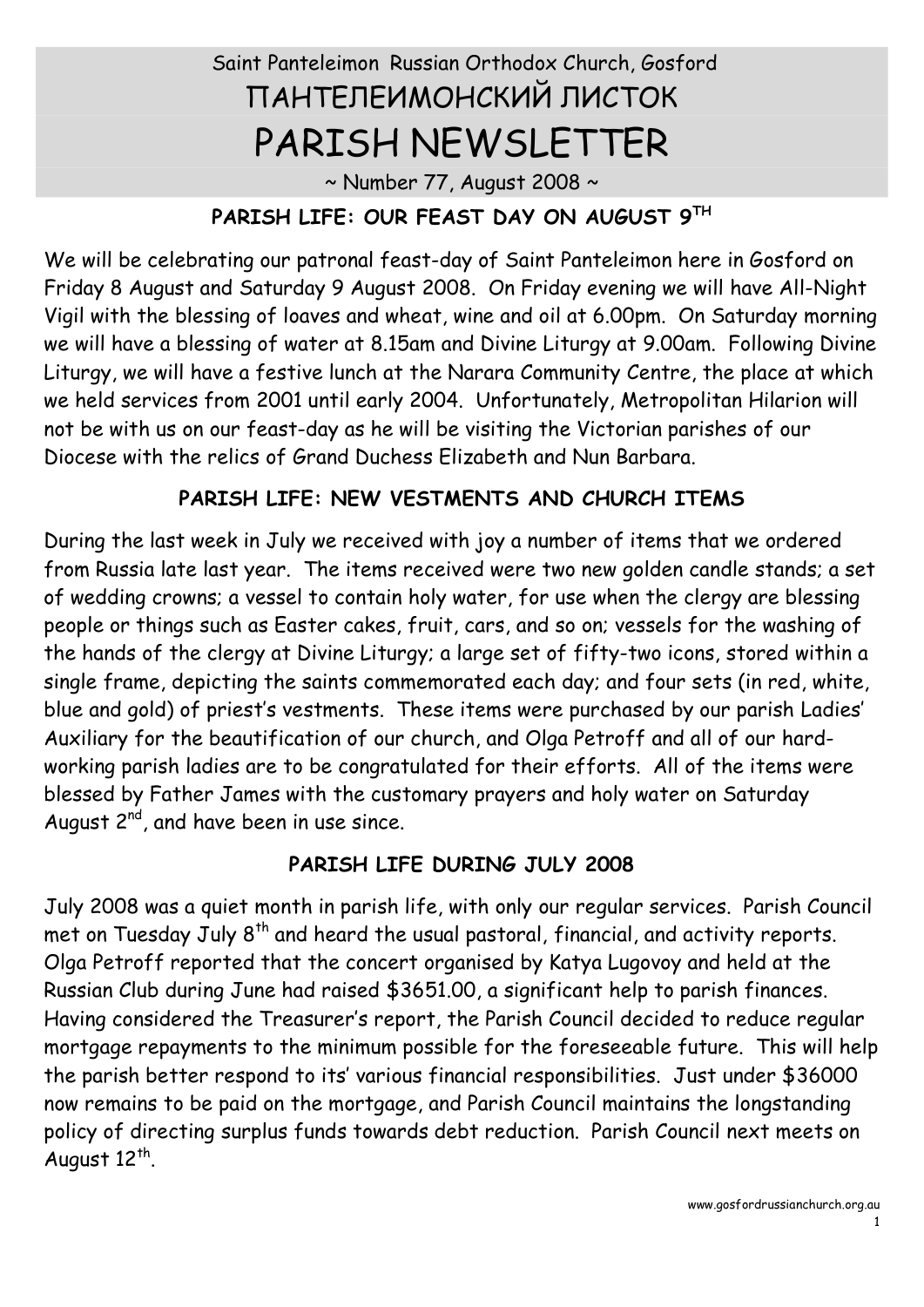Saint Panteleimon Russian Orthodox Church, Gosford

# ПАНТЕЛЕИМОНСКИЙ ЛИСТОК

# PARISH NEWSLETTER

~ Number 77, August 2008 ~

## PARISH LIFE: OUR FEAST DAY ON AUGUST 9TH

We will be celebrating our patronal feast-day of Saint Panteleimon here in Gosford on Friday 8 August and Saturday 9 August 2008. On Friday evening we will have All-Night Vigil with the blessing of loaves and wheat, wine and oil at 6.00pm. On Saturday morning we will have a blessing of water at 8.15am and Divine Liturgy at 9.00am. Following Divine Liturgy, we will have a festive lunch at the Narara Community Centre, the place at which we held services from 2001 until early 2004. Unfortunately, Metropolitan Hilarion will not be with us on our feast-day as he will be visiting the Victorian parishes of our Diocese with the relics of Grand Duchess Elizabeth and Nun Barbara.

## PARISH LIFE: NEW VESTMENTS AND CHURCH ITEMS

During the last week in July we received with joy a number of items that we ordered from Russia late last year. The items received were two new golden candle stands; a set of wedding crowns; a vessel to contain holy water, for use when the clergy are blessing people or things such as Easter cakes, fruit, cars, and so on; vessels for the washing of the hands of the clergy at Divine Liturgy; a large set of fifty-two icons, stored within a single frame, depicting the saints commemorated each day; and four sets (in red, white, blue and gold) of priest's vestments. These items were purchased by our parish Ladies' Auxiliary for the beautification of our church, and Olga Petroff and all of our hard-working parish ladies are to be congratulated for their efforts. All of the items were blessed by Father James with the customary prayers and holy water on Saturday August 2nd, and have been in use since.

## PARISH LIFE DURING JULY 2008

July 2008 was a quiet month in parish life, with only our regular services. Parish Council met on Tuesday July 8th and heard the usual pastoral, financial, and activity reports. Olga Petroff reported that the concert organised by Katya Lugovoy and held at the Russian Club during June had raised $3651.00, a significant help to parish finances. Having considered the Treasurer's report, the Parish Council decided to reduce regular mortgage repayments to the minimum possible for the foreseeable future. This will help the parish better respond to its' various financial responsibilities. Just under $36000 now remains to be paid on the mortgage, and Parish Council maintains the longstanding policy of directing surplus funds towards debt reduction. Parish Council next meets on August 12th.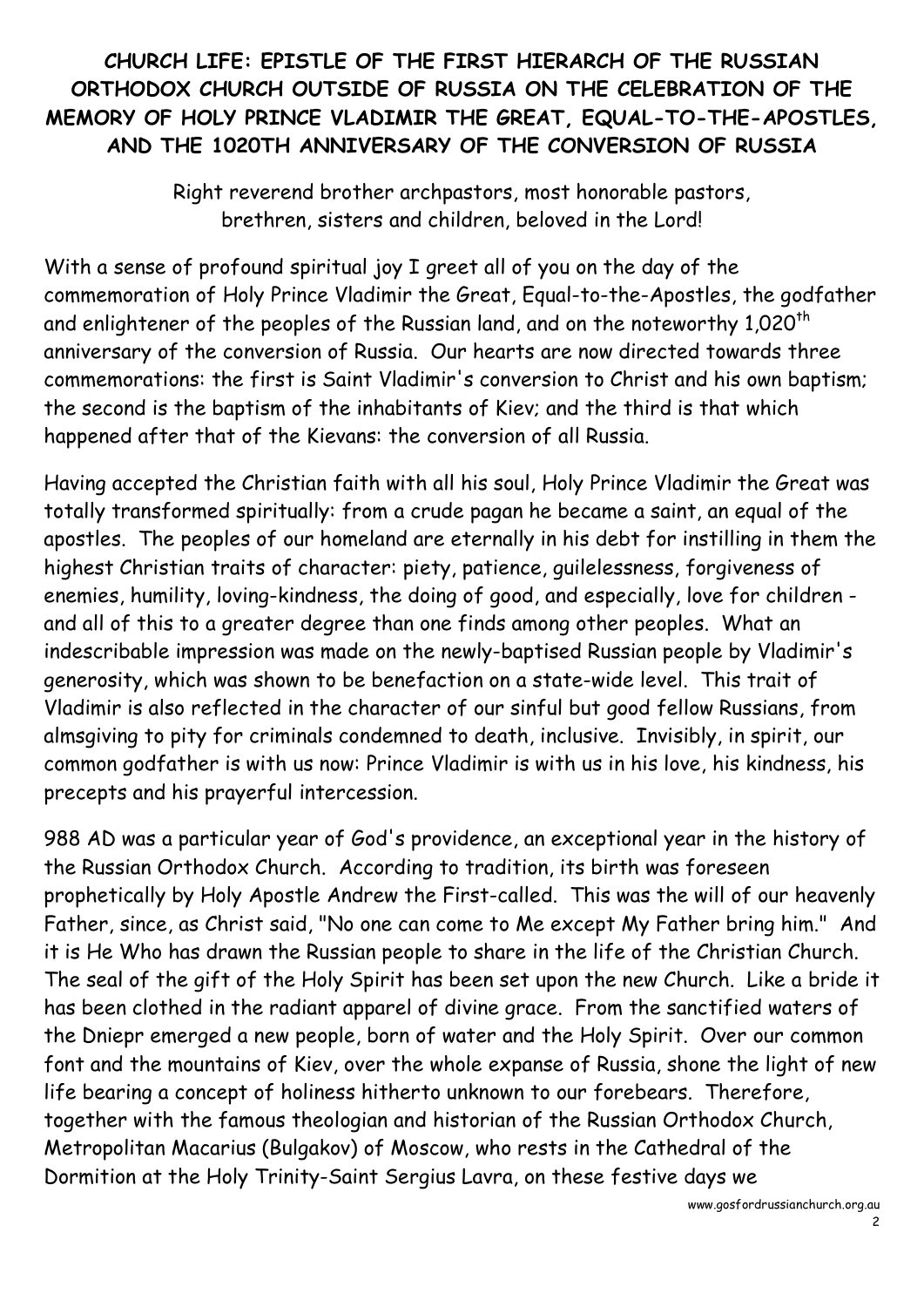**CHURCH LIFE: EPISTLE OF THE FIRST HIERARCH OF THE RUSSIAN ORTHODOX CHURCH OUTSIDE OF RUSSIA ON THE CELEBRATION OF THE MEMORY OF HOLY PRINCE VLADIMIR THE GREAT, EQUAL-TO-THE-APOSTLES, AND THE 1020TH ANNIVERSARY OF THE CONVERSION OF RUSSIA**

Right reverend brother archpastors, most honorable pastors, brethren, sisters and children, beloved in the Lord!

With a sense of profound spiritual joy I greet all of you on the day of the commemoration of Holy Prince Vladimir the Great, Equal-to-the-Apostles, the godfather and enlightener of the peoples of the Russian land, and on the noteworthy 1,020th anniversary of the conversion of Russia. Our hearts are now directed towards three commemorations: the first is Saint Vladimir's conversion to Christ and his own baptism; the second is the baptism of the inhabitants of Kiev; and the third is that which happened after that of the Kievans: the conversion of all Russia.

Having accepted the Christian faith with all his soul, Holy Prince Vladimir the Great was totally transformed spiritually: from a crude pagan he became a saint, an equal of the apostles. The peoples of our homeland are eternally in his debt for instilling in them the highest Christian traits of character: piety, patience, guilelessness, forgiveness of enemies, humility, loving-kindness, the doing of good, and especially, love for children - and all of this to a greater degree than one finds among other peoples. What an indescribable impression was made on the newly-baptised Russian people by Vladimir's generosity, which was shown to be benefaction on a state-wide level. This trait of Vladimir is also reflected in the character of our sinful but good fellow Russians, from almsgiving to pity for criminals condemned to death, inclusive. Invisibly, in spirit, our common godfather is with us now: Prince Vladimir is with us in his love, his kindness, his precepts and his prayerful intercession.

988 AD was a particular year of God's providence, an exceptional year in the history of the Russian Orthodox Church. According to tradition, its birth was foreseen prophetically by Holy Apostle Andrew the First-called. This was the will of our heavenly Father, since, as Christ said, "No one can come to Me except My Father bring him." And it is He Who has drawn the Russian people to share in the life of the Christian Church. The seal of the gift of the Holy Spirit has been set upon the new Church. Like a bride it has been clothed in the radiant apparel of divine grace. From the sanctified waters of the Dniepr emerged a new people, born of water and the Holy Spirit. Over our common font and the mountains of Kiev, over the whole expanse of Russia, shone the light of new life bearing a concept of holiness hitherto unknown to our forebears. Therefore, together with the famous theologian and historian of the Russian Orthodox Church, Metropolitan Macarius (Bulgakov) of Moscow, who rests in the Cathedral of the Dormition at the Holy Trinity-Saint Sergius Lavra, on these festive days we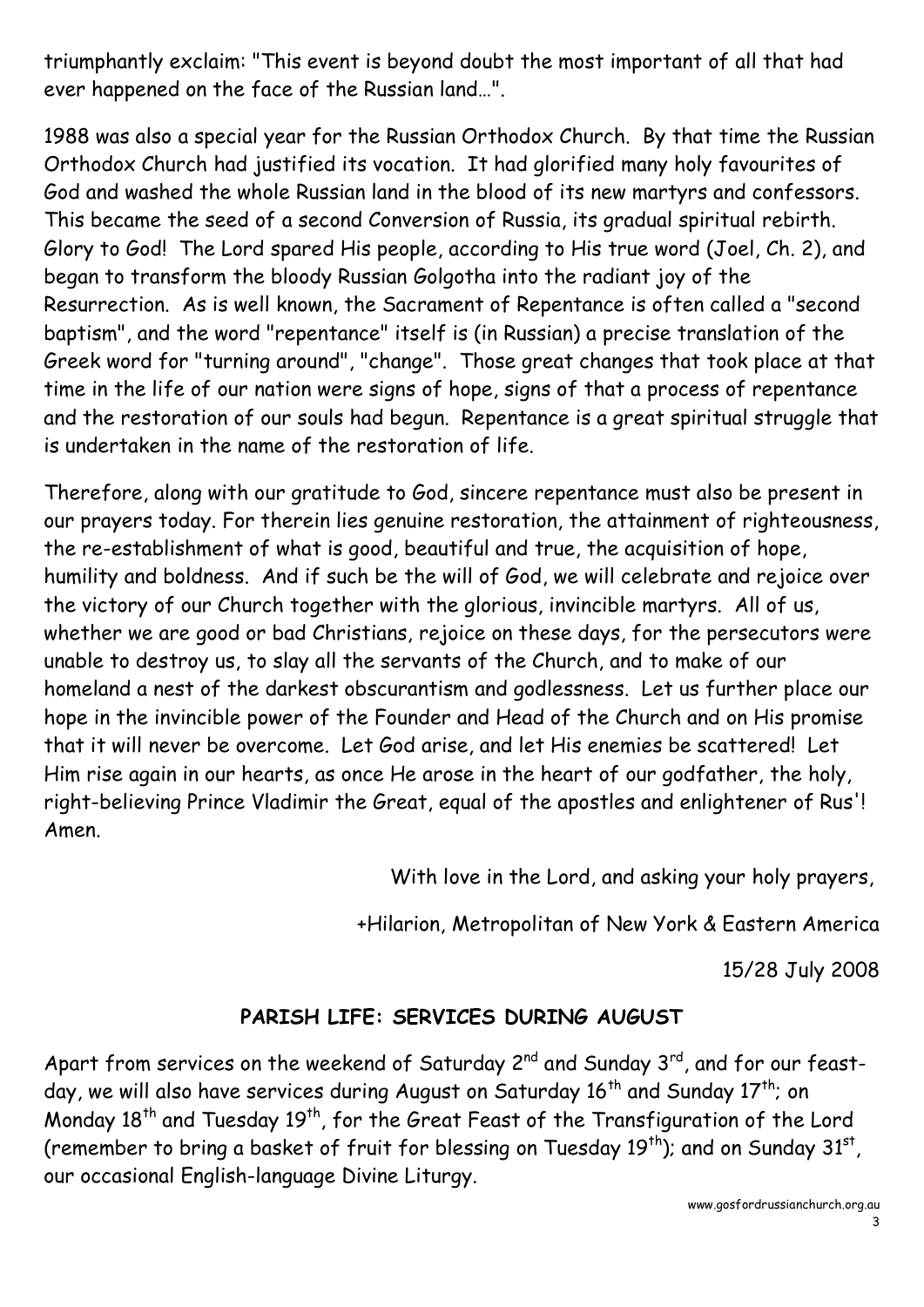triumphantly exclaim: "This event is beyond doubt the most important of all that had ever happened on the face of the Russian land…".

1988 was also a special year for the Russian Orthodox Church. By that time the Russian Orthodox Church had justified its vocation. It had glorified many holy favourites of God and washed the whole Russian land in the blood of its new martyrs and confessors. This became the seed of a second Conversion of Russia, its gradual spiritual rebirth. Glory to God! The Lord spared His people, according to His true word (Joel, Ch. 2), and began to transform the bloody Russian Golgotha into the radiant joy of the Resurrection. As is well known, the Sacrament of Repentance is often called a "second baptism", and the word "repentance" itself is (in Russian) a precise translation of the Greek word for "turning around", "change". Those great changes that took place at that time in the life of our nation were signs of hope, signs of that a process of repentance and the restoration of our souls had begun. Repentance is a great spiritual struggle that is undertaken in the name of the restoration of life.

Therefore, along with our gratitude to God, sincere repentance must also be present in our prayers today. For therein lies genuine restoration, the attainment of righteousness, the re-establishment of what is good, beautiful and true, the acquisition of hope, humility and boldness. And if such be the will of God, we will celebrate and rejoice over the victory of our Church together with the glorious, invincible martyrs. All of us, whether we are good or bad Christians, rejoice on these days, for the persecutors were unable to destroy us, to slay all the servants of the Church, and to make of our homeland a nest of the darkest obscurantism and godlessness. Let us further place our hope in the invincible power of the Founder and Head of the Church and on His promise that it will never be overcome. Let God arise, and let His enemies be scattered! Let Him rise again in our hearts, as once He arose in the heart of our godfather, the holy, right-believing Prince Vladimir the Great, equal of the apostles and enlightener of Rus'! Amen.

With love in the Lord, and asking your holy prayers,

+Hilarion, Metropolitan of New York & Eastern America

15/28 July 2008

## PARISH LIFE: SERVICES DURING AUGUST

Apart from services on the weekend of Saturday 2nd and Sunday 3rd, and for our feast-day, we will also have services during August on Saturday 16th and Sunday 17th; on Monday 18th and Tuesday 19th, for the Great Feast of the Transfiguration of the Lord (remember to bring a basket of fruit for blessing on Tuesday 19th); and on Sunday 31st, our occasional English-language Divine Liturgy.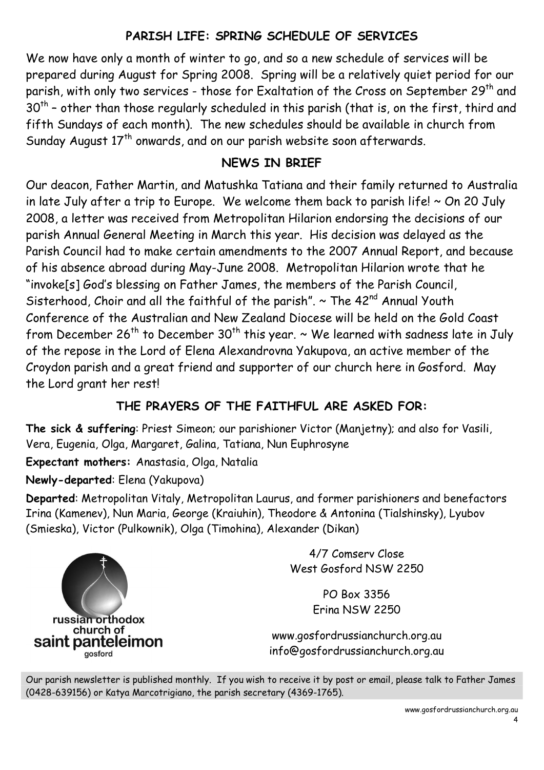## PARISH LIFE: SPRING SCHEDULE OF SERVICES

We now have only a month of winter to go, and so a new schedule of services will be prepared during August for Spring 2008. Spring will be a relatively quiet period for our parish, with only two services - those for Exaltation of the Cross on September 29th and 30th – other than those regularly scheduled in this parish (that is, on the first, third and fifth Sundays of each month). The new schedules should be available in church from Sunday August 17th onwards, and on our parish website soon afterwards.

## NEWS IN BRIEF

Our deacon, Father Martin, and Matushka Tatiana and their family returned to Australia in late July after a trip to Europe. We welcome them back to parish life! ~ On 20 July 2008, a letter was received from Metropolitan Hilarion endorsing the decisions of our parish Annual General Meeting in March this year. His decision was delayed as the Parish Council had to make certain amendments to the 2007 Annual Report, and because of his absence abroad during May-June 2008. Metropolitan Hilarion wrote that he "invoke[s] God's blessing on Father James, the members of the Parish Council, Sisterhood, Choir and all the faithful of the parish". ~ The 42nd Annual Youth Conference of the Australian and New Zealand Diocese will be held on the Gold Coast from December 26th to December 30th this year. ~ We learned with sadness late in July of the repose in the Lord of Elena Alexandrovna Yakupova, an active member of the Croydon parish and a great friend and supporter of our church here in Gosford. May the Lord grant her rest!

## THE PRAYERS OF THE FAITHFUL ARE ASKED FOR:

**The sick & suffering**: Priest Simeon; our parishioner Victor (Manjetny); and also for Vasili, Vera, Eugenia, Olga, Margaret, Galina, Tatiana, Nun Euphrosyne

**Expectant mothers:** Anastasia, Olga, Natalia

**Newly-departed**: Elena (Yakupova)

**Departed**: Metropolitan Vitaly, Metropolitan Laurus, and former parishioners and benefactors Irina (Kamenev), Nun Maria, George (Kraiuhin), Theodore & Antonina (Tialshinsky), Lyubov (Smieska), Victor (Pulkownik), Olga (Timohina), Alexander (Dikan)

russian orthodox church of saint panteleimon gosford

4/7 Comserv Close
West Gosford NSW 2250

PO Box 3356
Erina NSW 2250

www.gosfordrussianchurch.org.au
info@gosfordrussianchurch.org.au

Our parish newsletter is published monthly. If you wish to receive it by post or email, please talk to Father James (0428-639156) or Katya Marcotrigiano, the parish secretary (4369-1765).